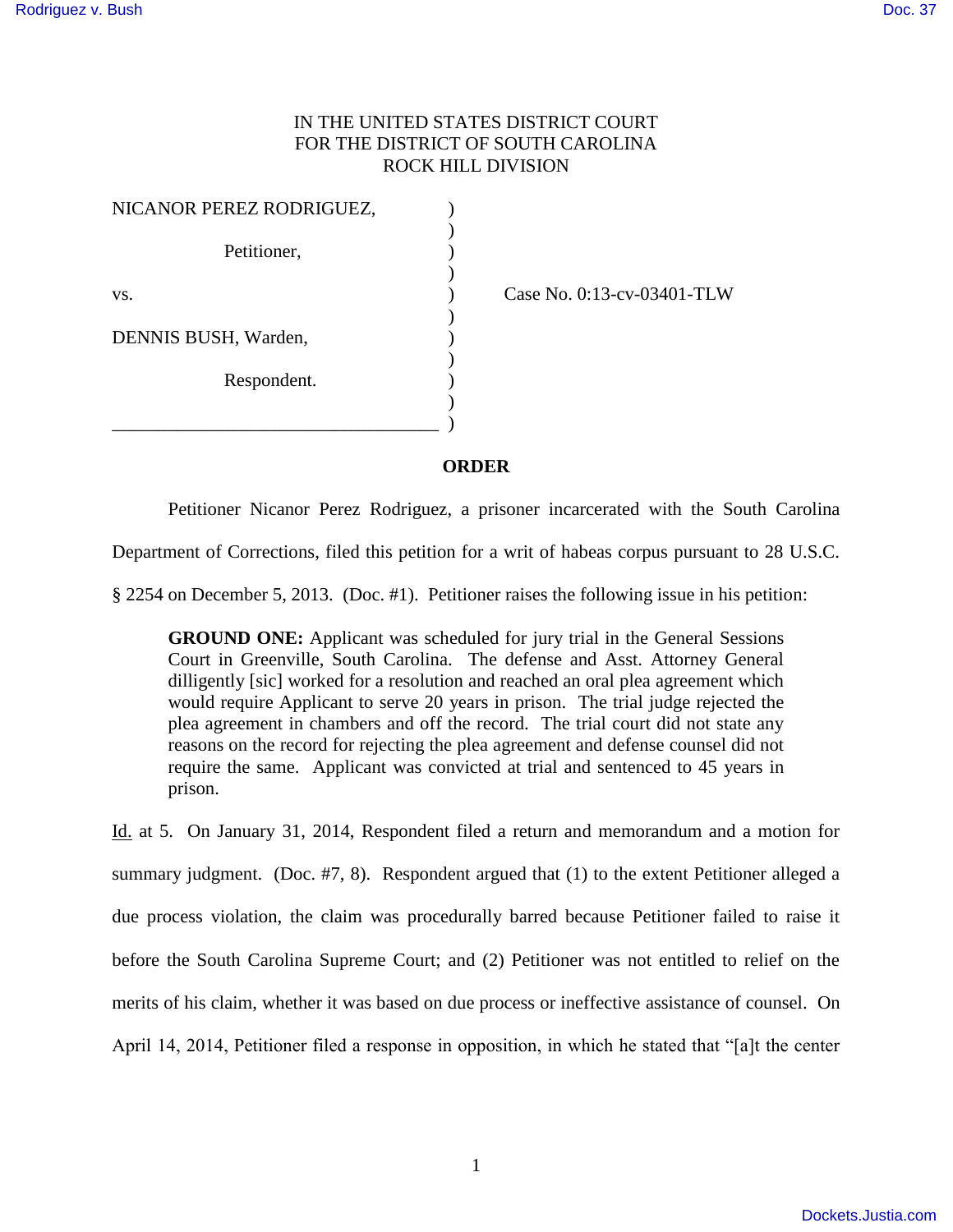IN THE UNITED STATES DISTRICT COURT
FOR THE DISTRICT OF SOUTH CAROLINA
ROCK HILL DIVISION

NICANOR PEREZ RODRIGUEZ,

Petitioner,

vs.

DENNIS BUSH, Warden,

Respondent.

Case No. 0:13-cv-03401-TLW

## ORDER

Petitioner Nicanor Perez Rodriguez, a prisoner incarcerated with the South Carolina Department of Corrections, filed this petition for a writ of habeas corpus pursuant to 28 U.S.C. § 2254 on December 5, 2013. (Doc. #1). Petitioner raises the following issue in his petition:

> **GROUND ONE:** Applicant was scheduled for jury trial in the General Sessions Court in Greenville, South Carolina. The defense and Asst. Attorney General dilligently [sic] worked for a resolution and reached an oral plea agreement which would require Applicant to serve 20 years in prison. The trial judge rejected the plea agreement in chambers and off the record. The trial court did not state any reasons on the record for rejecting the plea agreement and defense counsel did not require the same. Applicant was convicted at trial and sentenced to 45 years in prison.

Id. at 5. On January 31, 2014, Respondent filed a return and memorandum and a motion for summary judgment. (Doc. #7, 8). Respondent argued that (1) to the extent Petitioner alleged a due process violation, the claim was procedurally barred because Petitioner failed to raise it before the South Carolina Supreme Court; and (2) Petitioner was not entitled to relief on the merits of his claim, whether it was based on due process or ineffective assistance of counsel. On April 14, 2014, Petitioner filed a response in opposition, in which he stated that "[a]t the center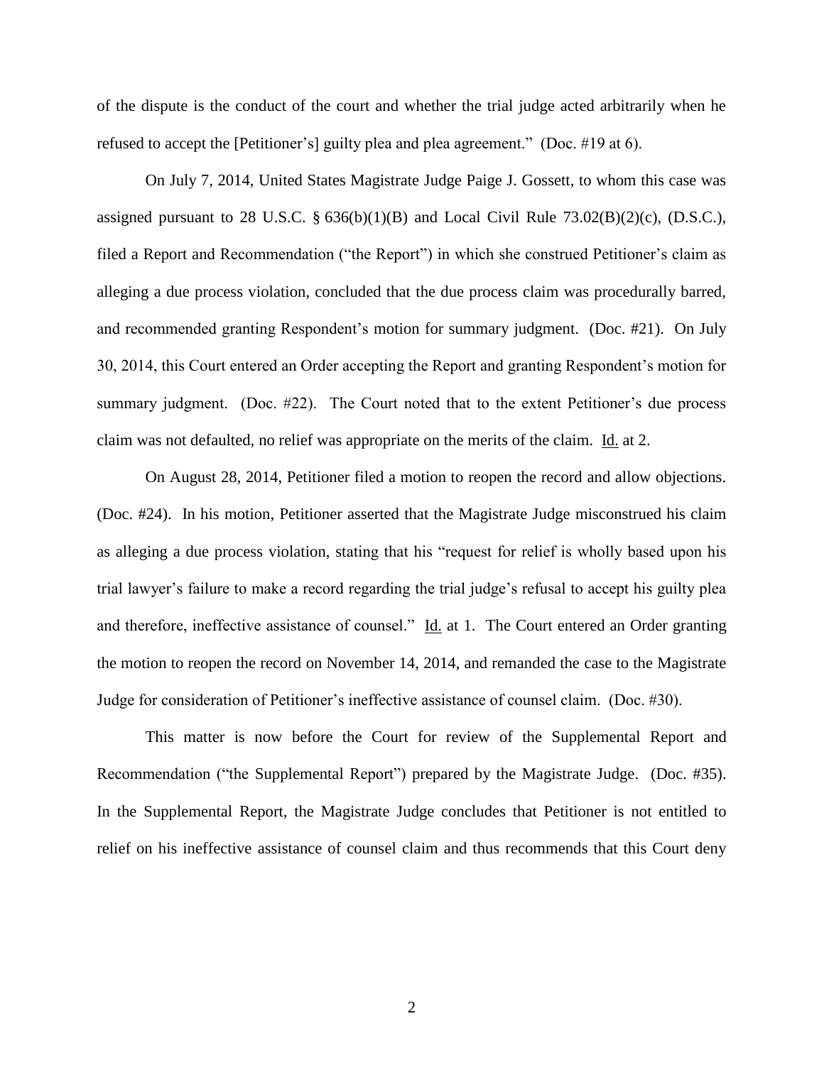of the dispute is the conduct of the court and whether the trial judge acted arbitrarily when he refused to accept the [Petitioner's] guilty plea and plea agreement." (Doc. #19 at 6).

On July 7, 2014, United States Magistrate Judge Paige J. Gossett, to whom this case was assigned pursuant to 28 U.S.C. § 636(b)(1)(B) and Local Civil Rule 73.02(B)(2)(c), (D.S.C.), filed a Report and Recommendation ("the Report") in which she construed Petitioner's claim as alleging a due process violation, concluded that the due process claim was procedurally barred, and recommended granting Respondent's motion for summary judgment. (Doc. #21). On July 30, 2014, this Court entered an Order accepting the Report and granting Respondent's motion for summary judgment. (Doc. #22). The Court noted that to the extent Petitioner's due process claim was not defaulted, no relief was appropriate on the merits of the claim. Id. at 2.

On August 28, 2014, Petitioner filed a motion to reopen the record and allow objections. (Doc. #24). In his motion, Petitioner asserted that the Magistrate Judge misconstrued his claim as alleging a due process violation, stating that his "request for relief is wholly based upon his trial lawyer's failure to make a record regarding the trial judge's refusal to accept his guilty plea and therefore, ineffective assistance of counsel." Id. at 1. The Court entered an Order granting the motion to reopen the record on November 14, 2014, and remanded the case to the Magistrate Judge for consideration of Petitioner's ineffective assistance of counsel claim. (Doc. #30).

This matter is now before the Court for review of the Supplemental Report and Recommendation ("the Supplemental Report") prepared by the Magistrate Judge. (Doc. #35). In the Supplemental Report, the Magistrate Judge concludes that Petitioner is not entitled to relief on his ineffective assistance of counsel claim and thus recommends that this Court deny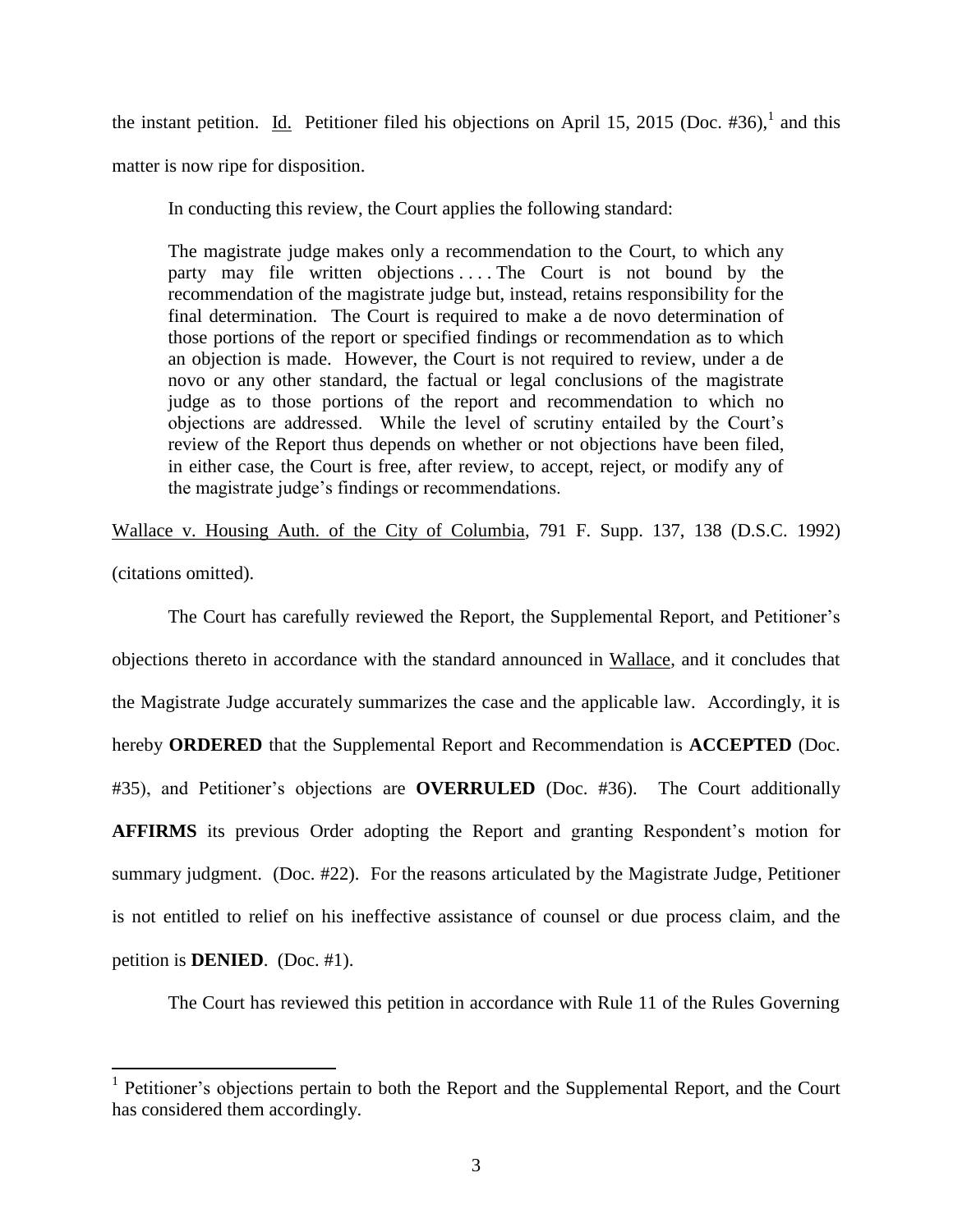the instant petition. Id. Petitioner filed his objections on April 15, 2015 (Doc. #36),[1] and this matter is now ripe for disposition.

In conducting this review, the Court applies the following standard:

> The magistrate judge makes only a recommendation to the Court, to which any party may file written objections . . . . The Court is not bound by the recommendation of the magistrate judge but, instead, retains responsibility for the final determination. The Court is required to make a de novo determination of those portions of the report or specified findings or recommendation as to which an objection is made. However, the Court is not required to review, under a de novo or any other standard, the factual or legal conclusions of the magistrate judge as to those portions of the report and recommendation to which no objections are addressed. While the level of scrutiny entailed by the Court's review of the Report thus depends on whether or not objections have been filed, in either case, the Court is free, after review, to accept, reject, or modify any of the magistrate judge's findings or recommendations.

Wallace v. Housing Auth. of the City of Columbia, 791 F. Supp. 137, 138 (D.S.C. 1992) (citations omitted).

The Court has carefully reviewed the Report, the Supplemental Report, and Petitioner's objections thereto in accordance with the standard announced in Wallace, and it concludes that the Magistrate Judge accurately summarizes the case and the applicable law. Accordingly, it is hereby **ORDERED** that the Supplemental Report and Recommendation is **ACCEPTED** (Doc. #35), and Petitioner's objections are **OVERRULED** (Doc. #36). The Court additionally **AFFIRMS** its previous Order adopting the Report and granting Respondent's motion for summary judgment. (Doc. #22). For the reasons articulated by the Magistrate Judge, Petitioner is not entitled to relief on his ineffective assistance of counsel or due process claim, and the petition is **DENIED**. (Doc. #1).

The Court has reviewed this petition in accordance with Rule 11 of the Rules Governing

---

[1] Petitioner's objections pertain to both the Report and the Supplemental Report, and the Court has considered them accordingly.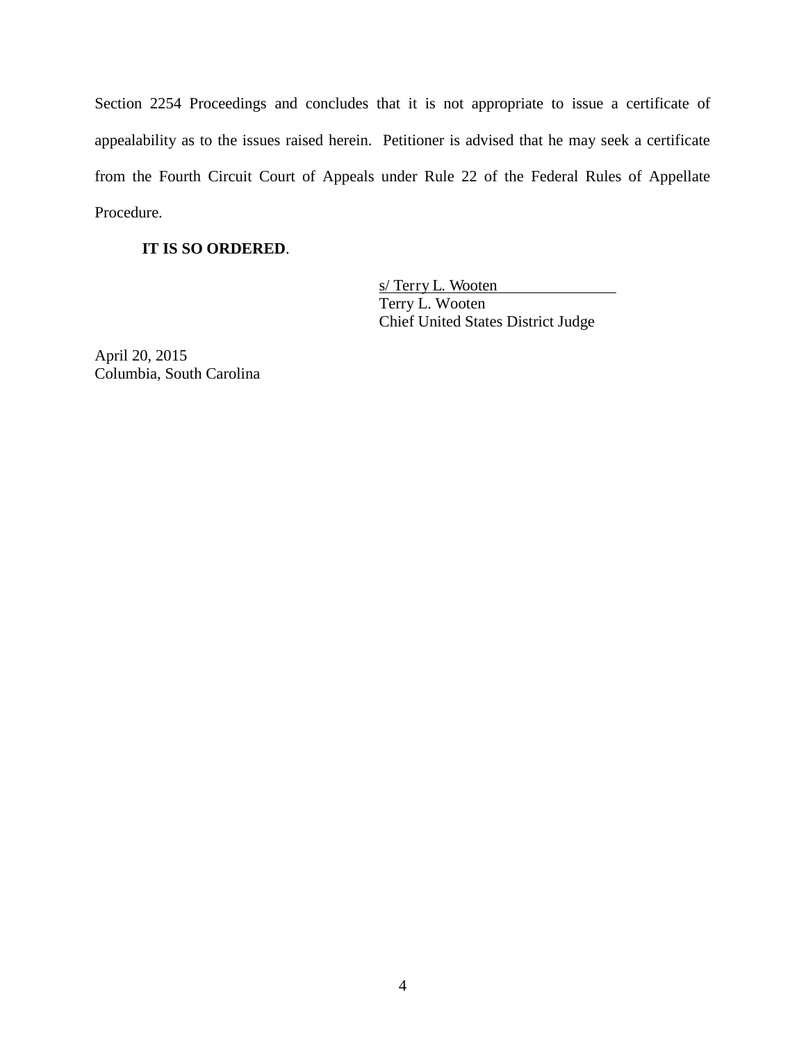Section 2254 Proceedings and concludes that it is not appropriate to issue a certificate of appealability as to the issues raised herein. Petitioner is advised that he may seek a certificate from the Fourth Circuit Court of Appeals under Rule 22 of the Federal Rules of Appellate Procedure.

**IT IS SO ORDERED**.

s/ Terry L. Wooten
Terry L. Wooten
Chief United States District Judge

April 20, 2015
Columbia, South Carolina